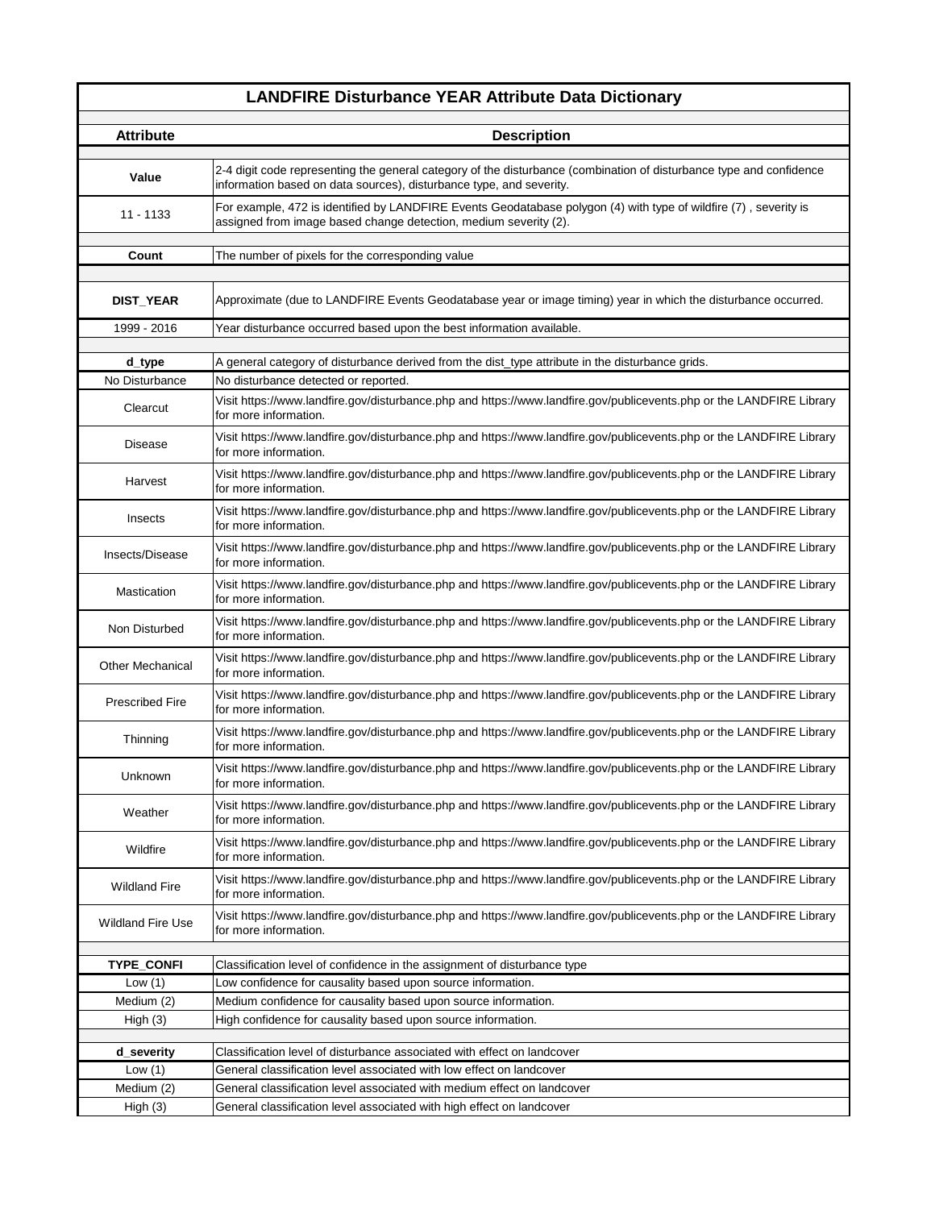# LANDFIRE Disturbance YEAR Attribute Data Dictionary

| Attribute | Description |
|---|---|
| **Value** | 2-4 digit code representing the general category of the disturbance (combination of disturbance type and confidence information based on data sources), disturbance type, and severity. |
| 11 - 1133 | For example, 472 is identified by LANDFIRE Events Geodatabase polygon (4) with type of wildfire (7) , severity is assigned from image based change detection, medium severity (2). |
| | |
| **Count** | The number of pixels for the corresponding value |
| | |
| **DIST_YEAR** | Approximate (due to LANDFIRE Events Geodatabase year or image timing) year in which the disturbance occurred. |
| 1999 - 2016 | Year disturbance occurred based upon the best information available. |
| | |
| **d_type** | A general category of disturbance derived from the dist_type attribute in the disturbance grids. |
| No Disturbance | No disturbance detected or reported. |
| Clearcut | Visit https://www.landfire.gov/disturbance.php and https://www.landfire.gov/publicevents.php or the LANDFIRE Library for more information. |
| Disease | Visit https://www.landfire.gov/disturbance.php and https://www.landfire.gov/publicevents.php or the LANDFIRE Library for more information. |
| Harvest | Visit https://www.landfire.gov/disturbance.php and https://www.landfire.gov/publicevents.php or the LANDFIRE Library for more information. |
| Insects | Visit https://www.landfire.gov/disturbance.php and https://www.landfire.gov/publicevents.php or the LANDFIRE Library for more information. |
| Insects/Disease | Visit https://www.landfire.gov/disturbance.php and https://www.landfire.gov/publicevents.php or the LANDFIRE Library for more information. |
| Mastication | Visit https://www.landfire.gov/disturbance.php and https://www.landfire.gov/publicevents.php or the LANDFIRE Library for more information. |
| Non Disturbed | Visit https://www.landfire.gov/disturbance.php and https://www.landfire.gov/publicevents.php or the LANDFIRE Library for more information. |
| Other Mechanical | Visit https://www.landfire.gov/disturbance.php and https://www.landfire.gov/publicevents.php or the LANDFIRE Library for more information. |
| Prescribed Fire | Visit https://www.landfire.gov/disturbance.php and https://www.landfire.gov/publicevents.php or the LANDFIRE Library for more information. |
| Thinning | Visit https://www.landfire.gov/disturbance.php and https://www.landfire.gov/publicevents.php or the LANDFIRE Library for more information. |
| Unknown | Visit https://www.landfire.gov/disturbance.php and https://www.landfire.gov/publicevents.php or the LANDFIRE Library for more information. |
| Weather | Visit https://www.landfire.gov/disturbance.php and https://www.landfire.gov/publicevents.php or the LANDFIRE Library for more information. |
| Wildfire | Visit https://www.landfire.gov/disturbance.php and https://www.landfire.gov/publicevents.php or the LANDFIRE Library for more information. |
| Wildland Fire | Visit https://www.landfire.gov/disturbance.php and https://www.landfire.gov/publicevents.php or the LANDFIRE Library for more information. |
| Wildland Fire Use | Visit https://www.landfire.gov/disturbance.php and https://www.landfire.gov/publicevents.php or the LANDFIRE Library for more information. |
| | |
| **TYPE_CONFI** | Classification level of confidence in the assignment of disturbance type |
| Low (1) | Low confidence for causality based upon source information. |
| Medium (2) | Medium confidence for causality based upon source information. |
| High (3) | High confidence for causality based upon source information. |
| | |
| **d_severity** | Classification level of disturbance associated with effect on landcover |
| Low (1) | General classification level associated with low effect on landcover |
| Medium (2) | General classification level associated with medium effect on landcover |
| High (3) | General classification level associated with high effect on landcover |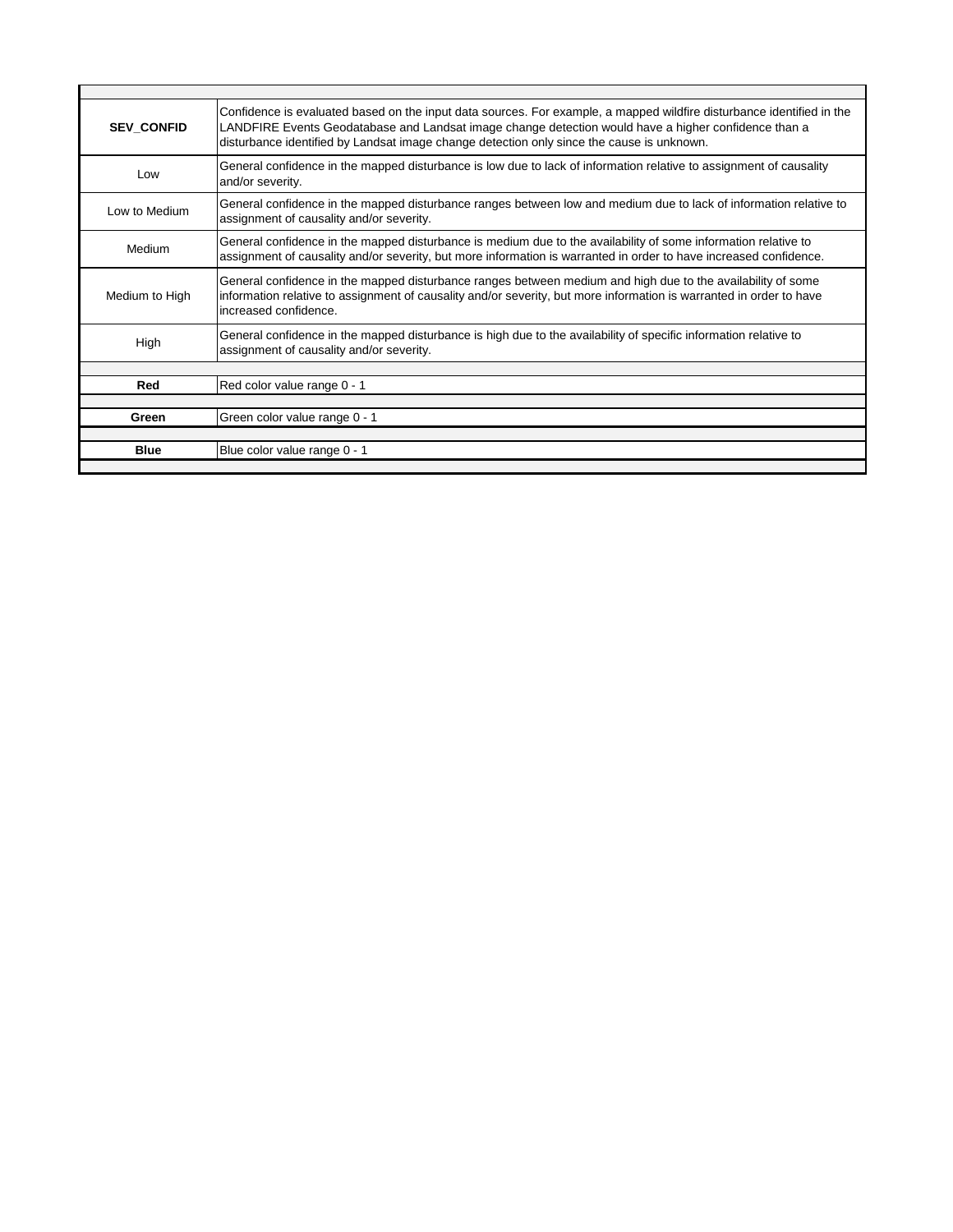| | |
|---|---|
| **SEV_CONFID** | Confidence is evaluated based on the input data sources. For example, a mapped wildfire disturbance identified in the LANDFIRE Events Geodatabase and Landsat image change detection would have a higher confidence than a disturbance identified by Landsat image change detection only since the cause is unknown. |
| Low | General confidence in the mapped disturbance is low due to lack of information relative to assignment of causality and/or severity. |
| Low to Medium | General confidence in the mapped disturbance ranges between low and medium due to lack of information relative to assignment of causality and/or severity. |
| Medium | General confidence in the mapped disturbance is medium due to the availability of some information relative to assignment of causality and/or severity, but more information is warranted in order to have increased confidence. |
| Medium to High | General confidence in the mapped disturbance ranges between medium and high due to the availability of some information relative to assignment of causality and/or severity, but more information is warranted in order to have increased confidence. |
| High | General confidence in the mapped disturbance is high due to the availability of specific information relative to assignment of causality and/or severity. |
| | |
| **Red** | Red color value range 0 - 1 |
| | |
| **Green** | Green color value range 0 - 1 |
| | |
| **Blue** | Blue color value range 0 - 1 |